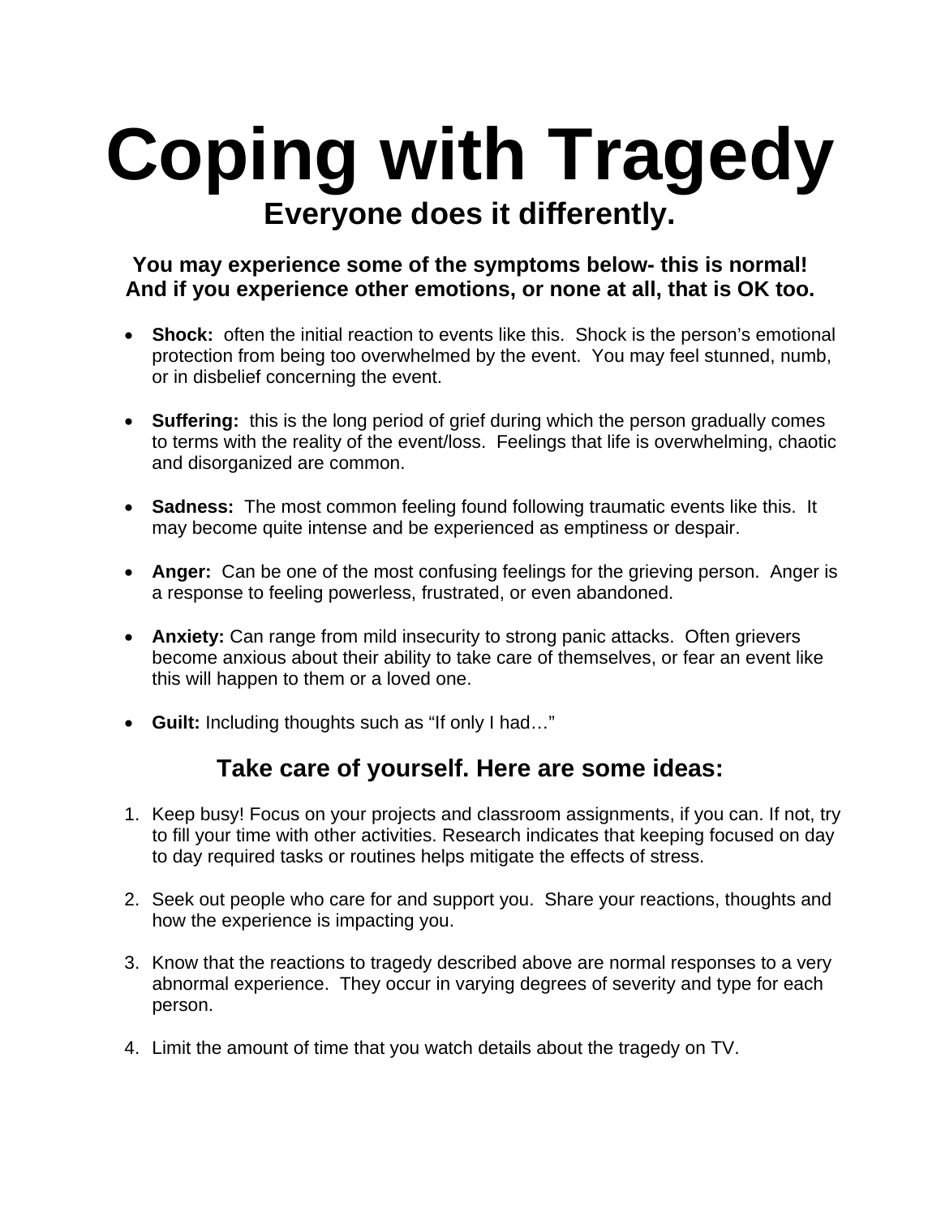# Coping with Tragedy

## Everyone does it differently.

**You may experience some of the symptoms below- this is normal! And if you experience other emotions, or none at all, that is OK too.**

- **Shock:** often the initial reaction to events like this. Shock is the person's emotional protection from being too overwhelmed by the event. You may feel stunned, numb, or in disbelief concerning the event.
- **Suffering:** this is the long period of grief during which the person gradually comes to terms with the reality of the event/loss. Feelings that life is overwhelming, chaotic and disorganized are common.
- **Sadness:** The most common feeling found following traumatic events like this. It may become quite intense and be experienced as emptiness or despair.
- **Anger:** Can be one of the most confusing feelings for the grieving person. Anger is a response to feeling powerless, frustrated, or even abandoned.
- **Anxiety:** Can range from mild insecurity to strong panic attacks. Often grievers become anxious about their ability to take care of themselves, or fear an event like this will happen to them or a loved one.
- **Guilt:** Including thoughts such as "If only I had…"

## Take care of yourself. Here are some ideas:

1. Keep busy! Focus on your projects and classroom assignments, if you can. If not, try to fill your time with other activities. Research indicates that keeping focused on day to day required tasks or routines helps mitigate the effects of stress.
2. Seek out people who care for and support you. Share your reactions, thoughts and how the experience is impacting you.
3. Know that the reactions to tragedy described above are normal responses to a very abnormal experience. They occur in varying degrees of severity and type for each person.
4. Limit the amount of time that you watch details about the tragedy on TV.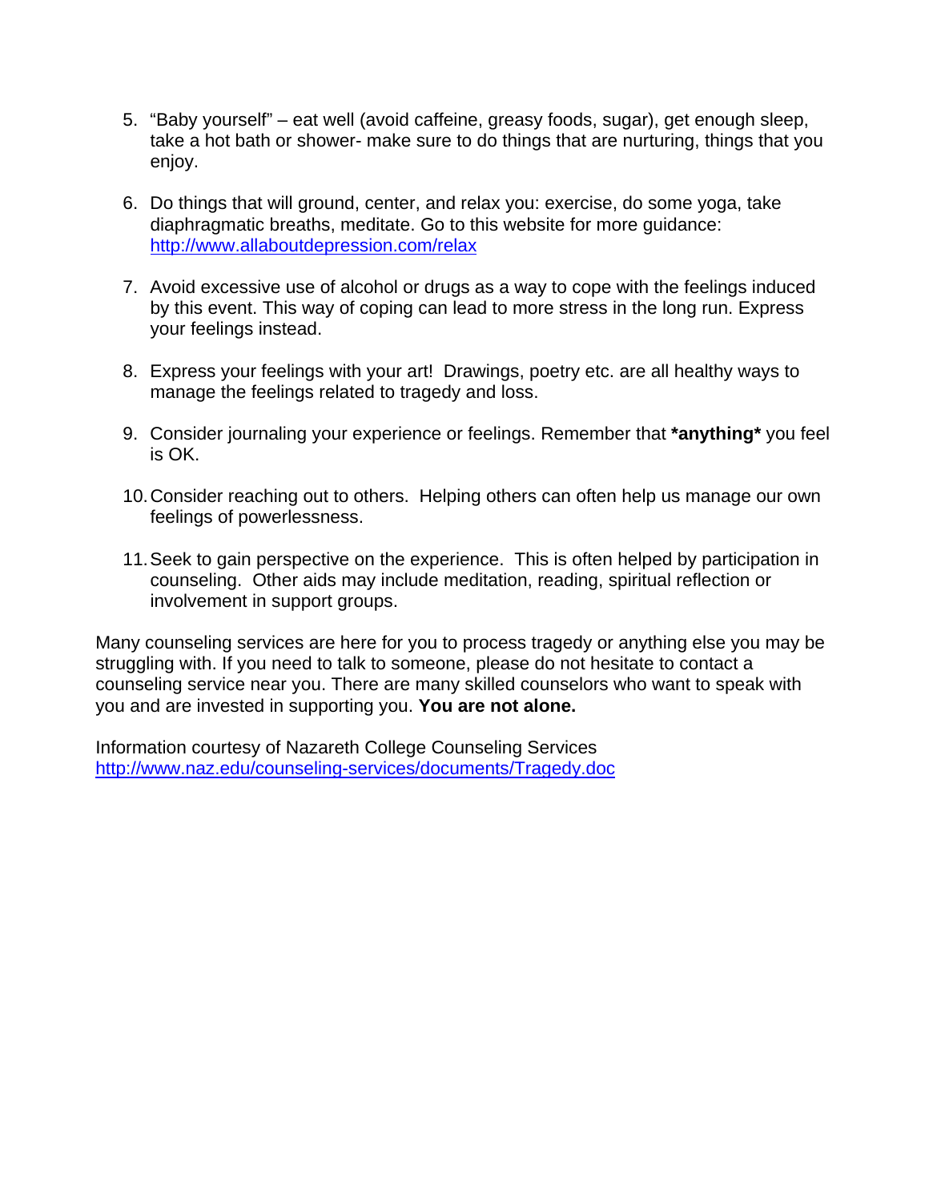5. "Baby yourself" – eat well (avoid caffeine, greasy foods, sugar), get enough sleep, take a hot bath or shower- make sure to do things that are nurturing, things that you enjoy.

6. Do things that will ground, center, and relax you: exercise, do some yoga, take diaphragmatic breaths, meditate. Go to this website for more guidance: http://www.allaboutdepression.com/relax

7. Avoid excessive use of alcohol or drugs as a way to cope with the feelings induced by this event. This way of coping can lead to more stress in the long run. Express your feelings instead.

8. Express your feelings with your art! Drawings, poetry etc. are all healthy ways to manage the feelings related to tragedy and loss.

9. Consider journaling your experience or feelings. Remember that ***anything*** you feel is OK.

10. Consider reaching out to others. Helping others can often help us manage our own feelings of powerlessness.

11. Seek to gain perspective on the experience. This is often helped by participation in counseling. Other aids may include meditation, reading, spiritual reflection or involvement in support groups.

Many counseling services are here for you to process tragedy or anything else you may be struggling with. If you need to talk to someone, please do not hesitate to contact a counseling service near you. There are many skilled counselors who want to speak with you and are invested in supporting you. **You are not alone.**

Information courtesy of Nazareth College Counseling Services
http://www.naz.edu/counseling-services/documents/Tragedy.doc